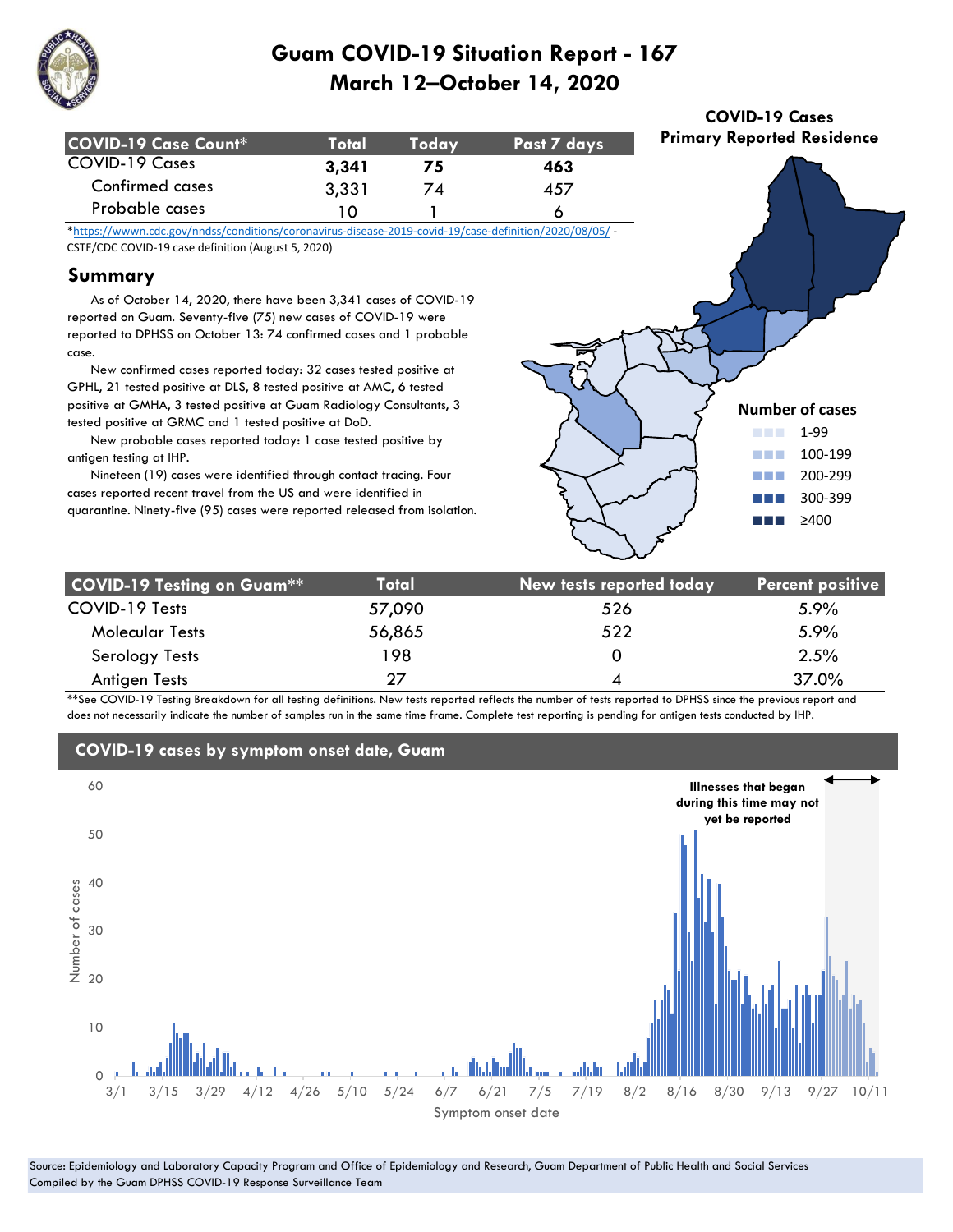# Guam COVID-19 Situation Report - 167
## March 12–October 14, 2020

| COVID-19 Case Count* | Total | Today | Past 7 days |
|---|---|---|---|
| COVID-19 Cases | **3,341** | **75** | **463** |
| Confirmed cases | 3,331 | 74 | 457 |
| Probable cases | 10 | 1 | 6 |

*https://wwwn.cdc.gov/nndss/conditions/coronavirus-disease-2019-covid-19/case-definition/2020/08/05/ - CSTE/CDC COVID-19 case definition (August 5, 2020)

## Summary

As of October 14, 2020, there have been 3,341 cases of COVID-19 reported on Guam. Seventy-five (75) new cases of COVID-19 were reported to DPHSS on October 13: 74 confirmed cases and 1 probable case.

New confirmed cases reported today: 32 cases tested positive at GPHL, 21 tested positive at DLS, 8 tested positive at AMC, 6 tested positive at GMHA, 3 tested positive at Guam Radiology Consultants, 3 tested positive at GRMC and 1 tested positive at DoD.

New probable cases reported today: 1 case tested positive by antigen testing at IHP.

Nineteen (19) cases were identified through contact tracing. Four cases reported recent travel from the US and were identified in quarantine. Ninety-five (95) cases were reported released from isolation.

**COVID-19 Cases Primary Reported Residence**

Number of cases
- 1-99
- 100-199
- 200-299
- 300-399
- ≥400

| COVID-19 Testing on Guam** | Total | New tests reported today | Percent positive |
|---|---|---|---|
| COVID-19 Tests | 57,090 | 526 | 5.9% |
| Molecular Tests | 56,865 | 522 | 5.9% |
| Serology Tests | 198 | 0 | 2.5% |
| Antigen Tests | 27 | 4 | 37.0% |

**See COVID-19 Testing Breakdown for all testing definitions. New tests reported reflects the number of tests reported to DPHSS since the previous report and does not necessarily indicate the number of samples run in the same time frame. Complete test reporting is pending for antigen tests conducted by IHP.

## COVID-19 cases by symptom onset date, Guam

Illnesses that began during this time may not yet be reported

Source: Epidemiology and Laboratory Capacity Program and Office of Epidemiology and Research, Guam Department of Public Health and Social Services
Compiled by the Guam DPHSS COVID-19 Response Surveillance Team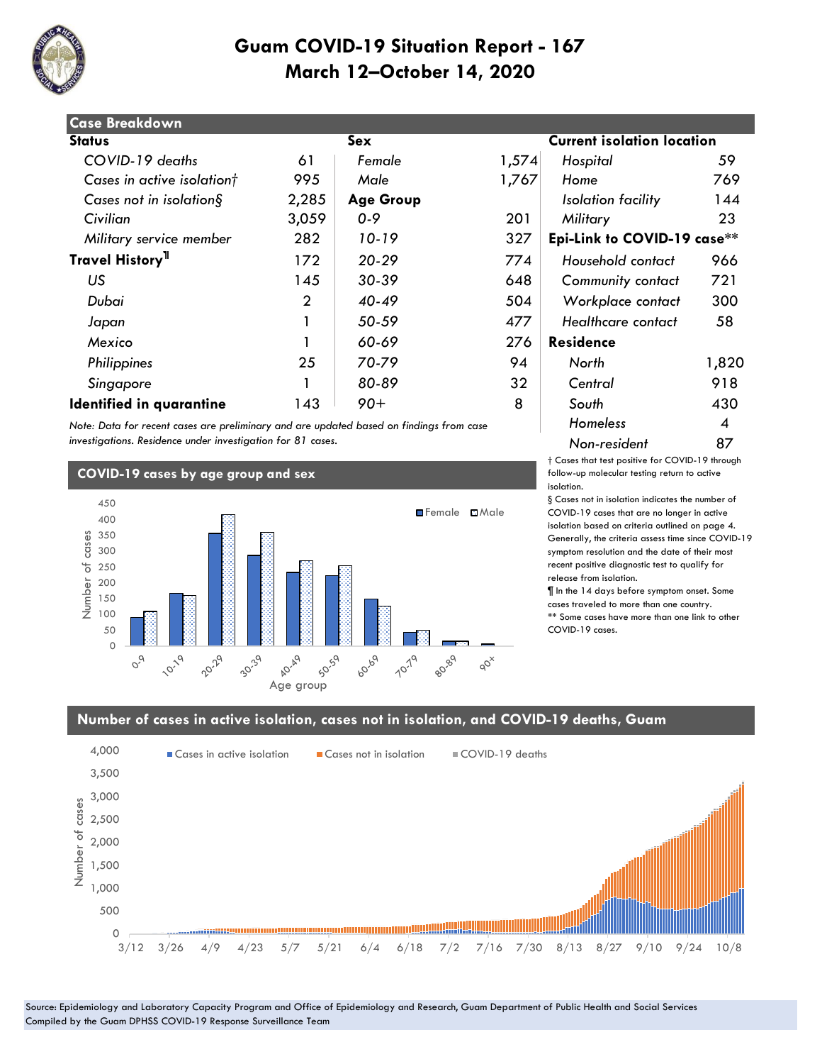# Guam COVID-19 Situation Report - 167
## March 12–October 14, 2020

## Case Breakdown

| Status | | Sex | | Current isolation location | |
|---|---|---|---|---|---|
| *COVID-19 deaths* | 61 | *Female* | 1,574 | *Hospital* | 59 |
| *Cases in active isolation†* | 995 | *Male* | 1,767 | *Home* | 769 |
| *Cases not in isolation§* | 2,285 | **Age Group** | | *Isolation facility* | 144 |
| *Civilian* | 3,059 | *0-9* | 201 | *Military* | 23 |
| *Military service member* | 282 | *10-19* | 327 | **Epi-Link to COVID-19 case**** | |
| **Travel History¶** | 172 | *20-29* | 774 | *Household contact* | 966 |
| *US* | 145 | *30-39* | 648 | *Community contact* | 721 |
| *Dubai* | 2 | *40-49* | 504 | *Workplace contact* | 300 |
| *Japan* | 1 | *50-59* | 477 | *Healthcare contact* | 58 |
| *Mexico* | 1 | *60-69* | 276 | **Residence** | |
| *Philippines* | 25 | *70-79* | 94 | *North* | 1,820 |
| *Singapore* | 1 | *80-89* | 32 | *Central* | 918 |
| **Identified in quarantine** | 143 | *90+* | 8 | *South* | 430 |
| | | | | *Homeless* | 4 |
| | | | | *Non-resident* | 87 |

*Note: Data for recent cases are preliminary and are updated based on findings from case investigations. Residence under investigation for 81 cases.*

† Cases that test positive for COVID-19 through follow-up molecular testing return to active isolation.

§ Cases not in isolation indicates the number of COVID-19 cases that are no longer in active isolation based on criteria outlined on page 4. Generally, the criteria assess time since COVID-19 symptom resolution and the date of their most recent positive diagnostic test to qualify for release from isolation.

¶ In the 14 days before symptom onset. Some cases traveled to more than one country.

** Some cases have more than one link to other COVID-19 cases.

## COVID-19 cases by age group and sex

## Number of cases in active isolation, cases not in isolation, and COVID-19 deaths, Guam

Source: Epidemiology and Laboratory Capacity Program and Office of Epidemiology and Research, Guam Department of Public Health and Social Services
Compiled by the Guam DPHSS COVID-19 Response Surveillance Team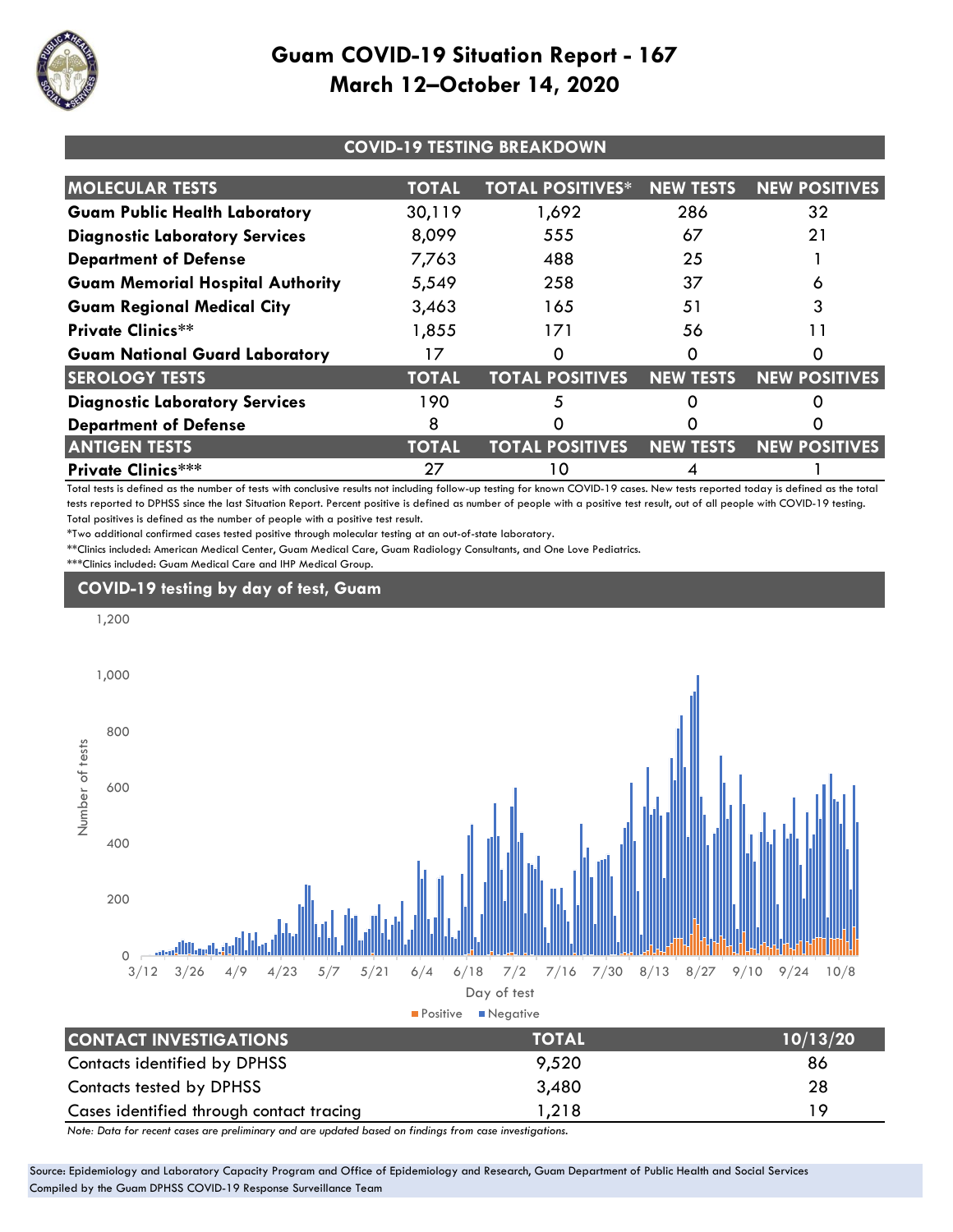# Guam COVID-19 Situation Report - 167
## March 12–October 14, 2020

### COVID-19 TESTING BREAKDOWN

| MOLECULAR TESTS | TOTAL | TOTAL POSITIVES* | NEW TESTS | NEW POSITIVES |
|---|---|---|---|---|
| **Guam Public Health Laboratory** | 30,119 | 1,692 | 286 | 32 |
| **Diagnostic Laboratory Services** | 8,099 | 555 | 67 | 21 |
| **Department of Defense** | 7,763 | 488 | 25 | 1 |
| **Guam Memorial Hospital Authority** | 5,549 | 258 | 37 | 6 |
| **Guam Regional Medical City** | 3,463 | 165 | 51 | 3 |
| **Private Clinics**** | 1,855 | 171 | 56 | 11 |
| **Guam National Guard Laboratory** | 17 | 0 | 0 | 0 |
| **SEROLOGY TESTS** | **TOTAL** | **TOTAL POSITIVES** | **NEW TESTS** | **NEW POSITIVES** |
| **Diagnostic Laboratory Services** | 190 | 5 | 0 | 0 |
| **Department of Defense** | 8 | 0 | 0 | 0 |
| **ANTIGEN TESTS** | **TOTAL** | **TOTAL POSITIVES** | **NEW TESTS** | **NEW POSITIVES** |
| **Private Clinics***** | 27 | 10 | 4 | 1 |

Total tests is defined as the number of tests with conclusive results not including follow-up testing for known COVID-19 cases. New tests reported today is defined as the total tests reported to DPHSS since the last Situation Report. Percent positive is defined as number of people with a positive test result, out of all people with COVID-19 testing. Total positives is defined as the number of people with a positive test result.

*Two additional confirmed cases tested positive through molecular testing at an out-of-state laboratory.

**Clinics included: American Medical Center, Guam Medical Care, Guam Radiology Consultants, and One Love Pediatrics.

***Clinics included: Guam Medical Care and IHP Medical Group.

### COVID-19 testing by day of test, Guam

| CONTACT INVESTIGATIONS | TOTAL | 10/13/20 |
|---|---|---|
| Contacts identified by DPHSS | 9,520 | 86 |
| Contacts tested by DPHSS | 3,480 | 28 |
| Cases identified through contact tracing | 1,218 | 19 |

*Note: Data for recent cases are preliminary and are updated based on findings from case investigations.*

Source: Epidemiology and Laboratory Capacity Program and Office of Epidemiology and Research, Guam Department of Public Health and Social Services
Compiled by the Guam DPHSS COVID-19 Response Surveillance Team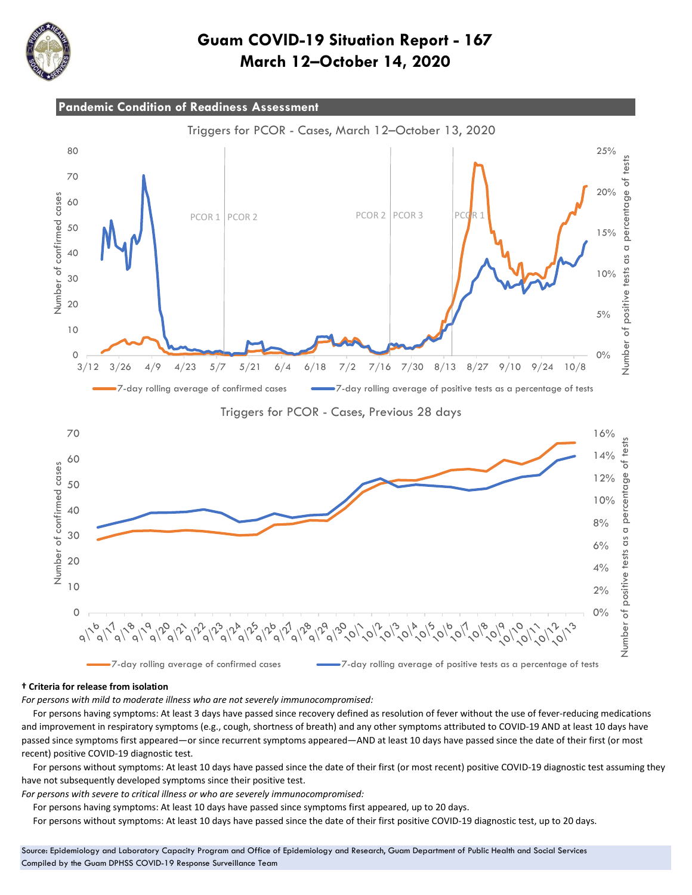# Guam COVID-19 Situation Report - 167
## March 12–October 14, 2020

## Pandemic Condition of Readiness Assessment

Triggers for PCOR - Cases, March 12–October 13, 2020

80
70
60
50
40
30
20
10
0

Number of confirmed cases

25%
20%
15%
10%
5%
0%

Number of positive tests as a percentage of tests

PCOR 1 | PCOR 2
PCOR 2 | PCOR 3
PCOR 1

3/12 3/26 4/9 4/23 5/7 5/21 6/4 6/18 7/2 7/16 7/30 8/13 8/27 9/10 9/24 10/8

7-day rolling average of confirmed cases
7-day rolling average of positive tests as a percentage of tests

Triggers for PCOR - Cases, Previous 28 days

70
60
50
40
30
20
10
0

Number of confirmed cases

16%
14%
12%
10%
8%
6%
4%
2%
0%

Number of positive tests as a percentage of tests

9/16 9/17 9/18 9/19 9/20 9/21 9/22 9/23 9/24 9/25 9/26 9/27 9/28 9/29 9/30 10/1 10/2 10/3 10/4 10/5 10/6 10/7 10/8 10/9 10/10 10/11 10/12 10/13

7-day rolling average of confirmed cases
7-day rolling average of positive tests as a percentage of tests

**† Criteria for release from isolation**

*For persons with mild to moderate illness who are not severely immunocompromised:*

For persons having symptoms: At least 3 days have passed since recovery defined as resolution of fever without the use of fever-reducing medications and improvement in respiratory symptoms (e.g., cough, shortness of breath) and any other symptoms attributed to COVID-19 AND at least 10 days have passed since symptoms first appeared—or since recurrent symptoms appeared—AND at least 10 days have passed since the date of their first (or most recent) positive COVID-19 diagnostic test.

For persons without symptoms: At least 10 days have passed since the date of their first (or most recent) positive COVID-19 diagnostic test assuming they have not subsequently developed symptoms since their positive test.

*For persons with severe to critical illness or who are severely immunocompromised:*

For persons having symptoms: At least 10 days have passed since symptoms first appeared, up to 20 days.

For persons without symptoms: At least 10 days have passed since the date of their first positive COVID-19 diagnostic test, up to 20 days.

Source: Epidemiology and Laboratory Capacity Program and Office of Epidemiology and Research, Guam Department of Public Health and Social Services
Compiled by the Guam DPHSS COVID-19 Response Surveillance Team